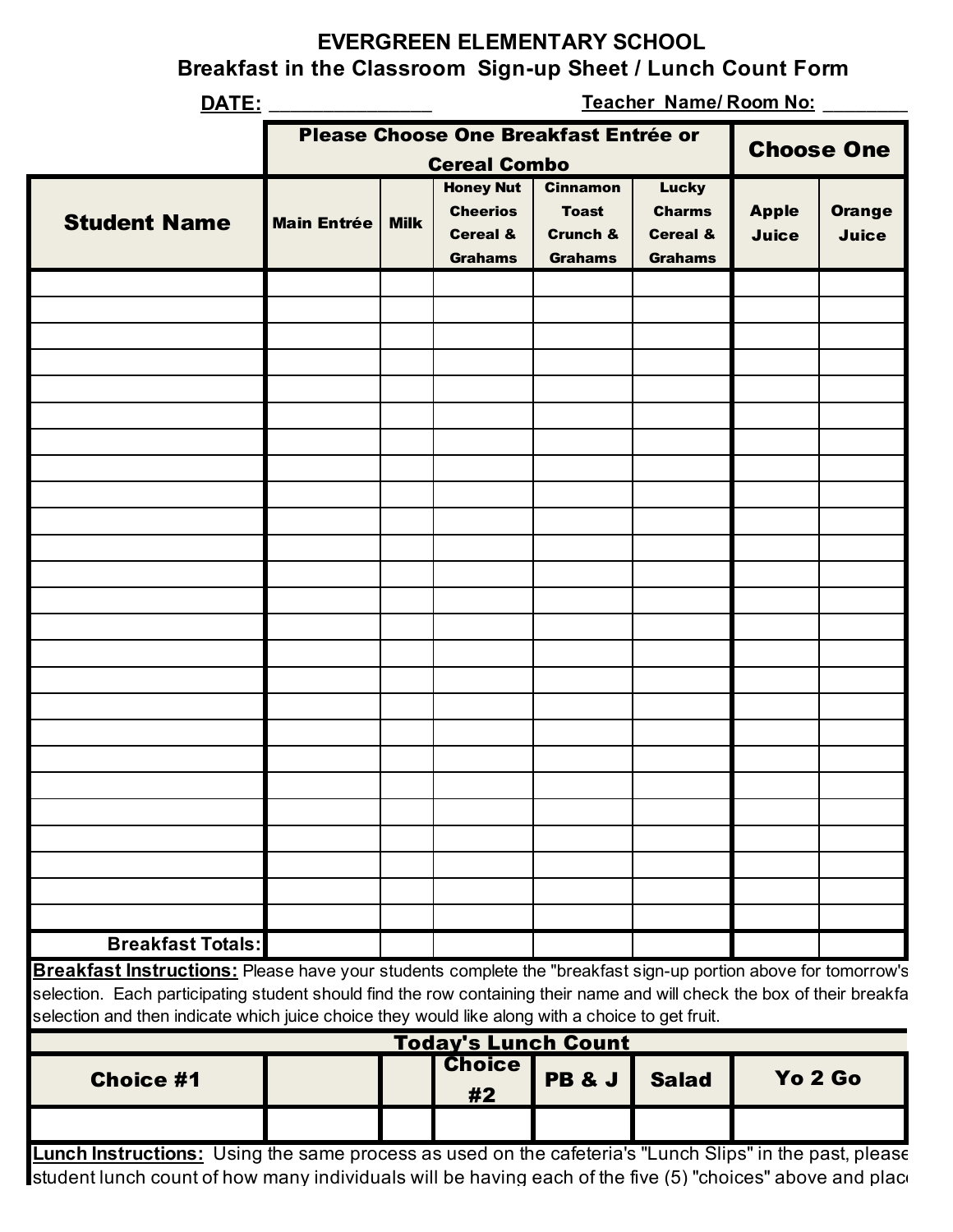# EVERGREEN ELEMENTARY SCHOOL

## Breakfast in the Classroom Sign-up Sheet / Lunch Count Form

**DATE:** ________________ **Teacher Name/ Room No:** ________

| | Please Choose One Breakfast Entrée or Cereal Combo | | | | | Choose One | |
|---|---|---|---|---|---|---|---|
| **Student Name** | **Main Entrée** | **Milk** | **Honey Nut Cheerios Cereal & Grahams** | **Cinnamon Toast Crunch & Grahams** | **Lucky Charms Cereal & Grahams** | **Apple Juice** | **Orange Juice** |
| | | | | | | | |
| | | | | | | | |
| | | | | | | | |
| | | | | | | | |
| | | | | | | | |
| | | | | | | | |
| | | | | | | | |
| | | | | | | | |
| | | | | | | | |
| | | | | | | | |
| | | | | | | | |
| | | | | | | | |
| | | | | | | | |
| | | | | | | | |
| | | | | | | | |
| | | | | | | | |
| | | | | | | | |
| | | | | | | | |
| | | | | | | | |
| | | | | | | | |
| | | | | | | | |
| | | | | | | | |
| | | | | | | | |
| | | | | | | | |
| | | | | | | | |
| **Breakfast Totals:** | | | | | | | |

**Breakfast Instructions:** Please have your students complete the "breakfast sign-up portion above for tomorrow's selection. Each participating student should find the row containing their name and will check the box of their breakfa selection and then indicate which juice choice they would like along with a choice to get fruit.

| Today's Lunch Count | | | | | | |
|---|---|---|---|---|---|---|
| **Choice #1** | | | **Choice #2** | **PB & J** | **Salad** | **Yo 2 Go** |
| | | | | | | |

**Lunch Instructions:** Using the same process as used on the cafeteria's "Lunch Slips" in the past, please student lunch count of how many individuals will be having each of the five (5) "choices" above and plac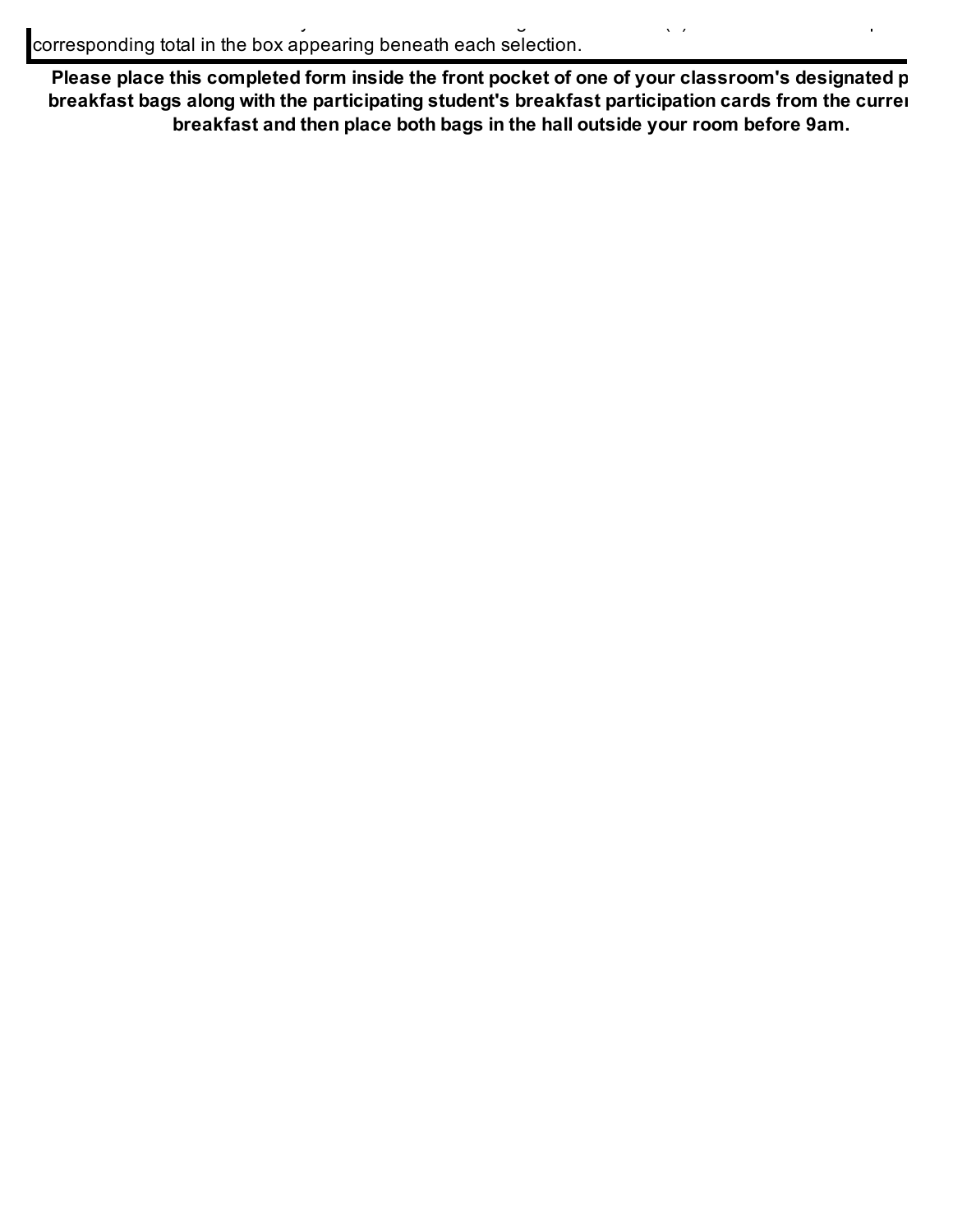corresponding total in the box appearing beneath each selection.

**Please place this completed form inside the front pocket of one of your classroom's designated p breakfast bags along with the participating student's breakfast participation cards from the curre breakfast and then place both bags in the hall outside your room before 9am.**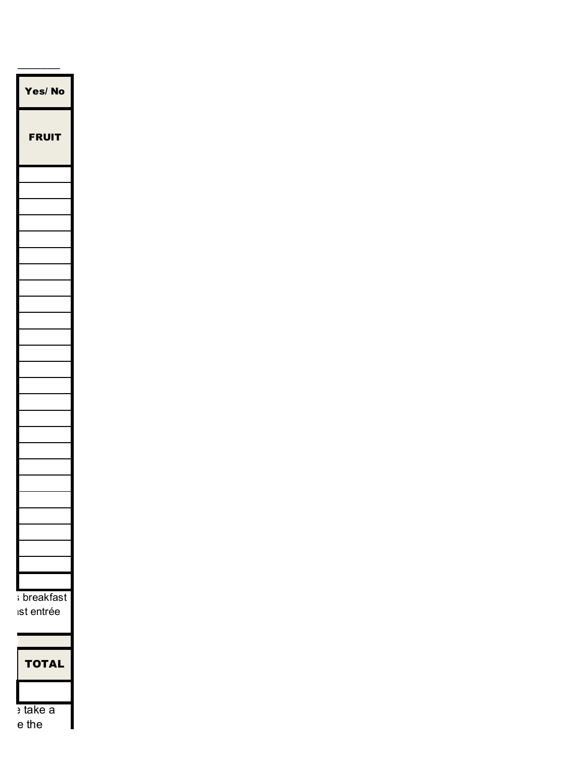| Yes/ No |
|---|
| FRUIT |
| |
| |
| |
| |
| |
| |
| |
| |
| |
| |
| |
| |
| |
| |
| |
| |
| |
| |
| |
| |
| |
| |
| |
| |
| |
| |

; breakfast
ıst entrée

| TOTAL |
|---|
| |

; take a
e the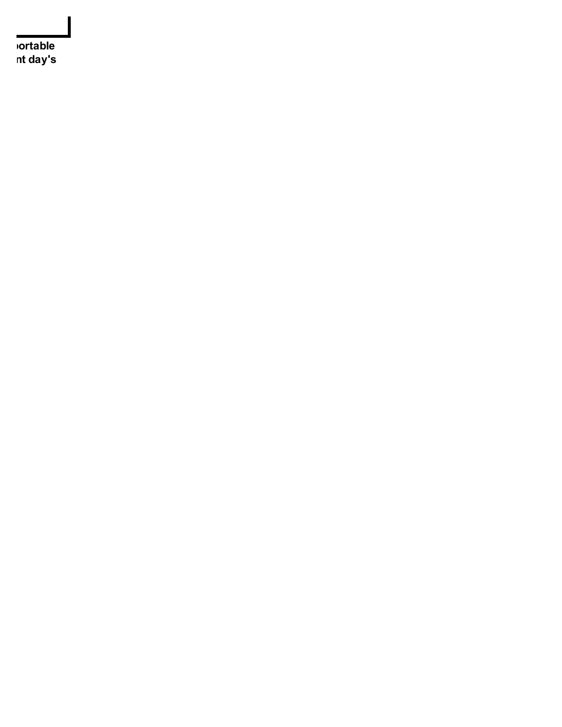ortable
nt day's